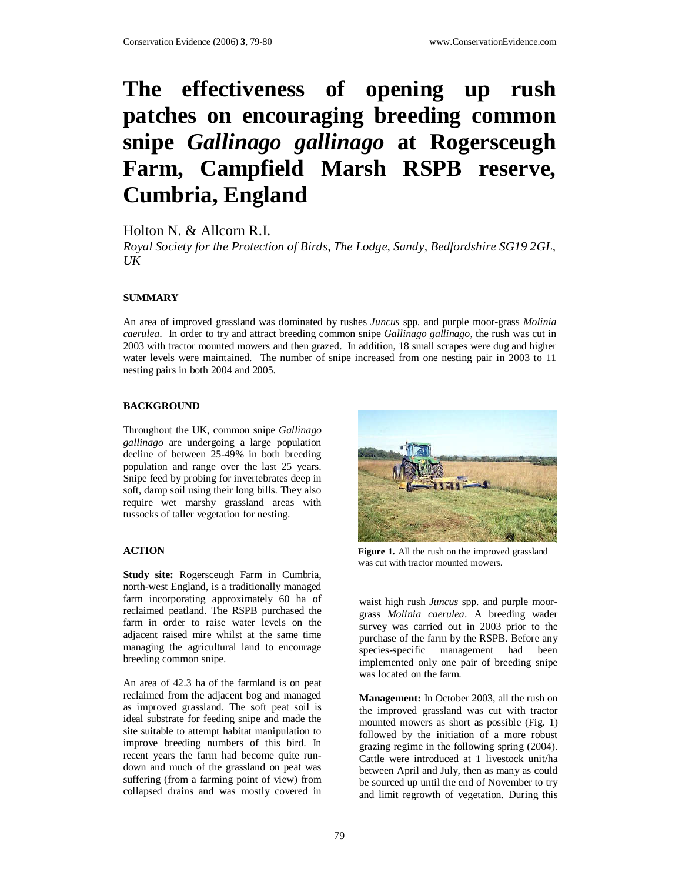# The effectiveness of opening up rush patches on encouraging breeding common snipe *Gallinago gallinago* at Rogersceugh Farm, Campfield Marsh RSPB reserve, Cumbria, England

Holton N. & Allcorn R.I.

*Royal Society for the Protection of Birds, The Lodge, Sandy, Bedfordshire SG19 2GL, UK*

### SUMMARY

An area of improved grassland was dominated by rushes *Juncus* spp. and purple moor-grass *Molinia caerulea*. In order to try and attract breeding common snipe *Gallinago gallinago*, the rush was cut in 2003 with tractor mounted mowers and then grazed. In addition, 18 small scrapes were dug and higher water levels were maintained. The number of snipe increased from one nesting pair in 2003 to 11 nesting pairs in both 2004 and 2005.

### BACKGROUND

Throughout the UK, common snipe *Gallinago gallinago* are undergoing a large population decline of between 25-49% in both breeding population and range over the last 25 years. Snipe feed by probing for invertebrates deep in soft, damp soil using their long bills. They also require wet marshy grassland areas with tussocks of taller vegetation for nesting.

### ACTION

**Study site:** Rogersceugh Farm in Cumbria, north-west England, is a traditionally managed farm incorporating approximately 60 ha of reclaimed peatland. The RSPB purchased the farm in order to raise water levels on the adjacent raised mire whilst at the same time managing the agricultural land to encourage breeding common snipe.

An area of 42.3 ha of the farmland is on peat reclaimed from the adjacent bog and managed as improved grassland. The soft peat soil is ideal substrate for feeding snipe and made the site suitable to attempt habitat manipulation to improve breeding numbers of this bird. In recent years the farm had become quite run-down and much of the grassland on peat was suffering (from a farming point of view) from collapsed drains and was mostly covered in waist high rush *Juncus* spp. and purple moor-grass *Molinia caerulea*. A breeding wader survey was carried out in 2003 prior to the purchase of the farm by the RSPB. Before any species-specific management had been implemented only one pair of breeding snipe was located on the farm.

**Figure 1.** All the rush on the improved grassland was cut with tractor mounted mowers.

**Management:** In October 2003, all the rush on the improved grassland was cut with tractor mounted mowers as short as possible (Fig. 1) followed by the initiation of a more robust grazing regime in the following spring (2004). Cattle were introduced at 1 livestock unit/ha between April and July, then as many as could be sourced up until the end of November to try and limit regrowth of vegetation. During this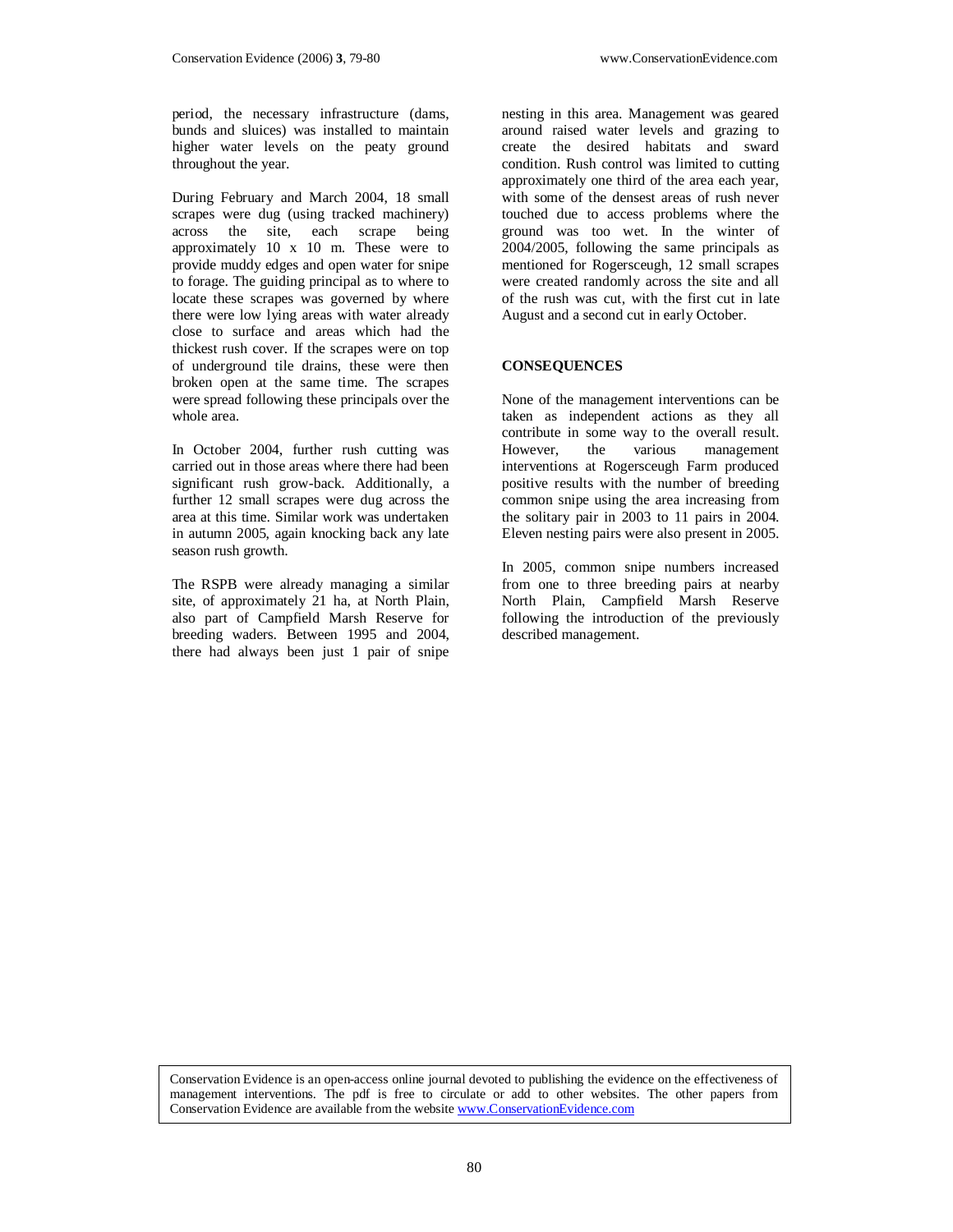period, the necessary infrastructure (dams, bunds and sluices) was installed to maintain higher water levels on the peaty ground throughout the year.

During February and March 2004, 18 small scrapes were dug (using tracked machinery) across the site, each scrape being approximately 10 x 10 m. These were to provide muddy edges and open water for snipe to forage. The guiding principal as to where to locate these scrapes was governed by where there were low lying areas with water already close to surface and areas which had the thickest rush cover. If the scrapes were on top of underground tile drains, these were then broken open at the same time. The scrapes were spread following these principals over the whole area.

In October 2004, further rush cutting was carried out in those areas where there had been significant rush grow-back. Additionally, a further 12 small scrapes were dug across the area at this time. Similar work was undertaken in autumn 2005, again knocking back any late season rush growth.

The RSPB were already managing a similar site, of approximately 21 ha, at North Plain, also part of Campfield Marsh Reserve for breeding waders. Between 1995 and 2004, there had always been just 1 pair of snipe nesting in this area. Management was geared around raised water levels and grazing to create the desired habitats and sward condition. Rush control was limited to cutting approximately one third of the area each year, with some of the densest areas of rush never touched due to access problems where the ground was too wet. In the winter of 2004/2005, following the same principals as mentioned for Rogersceugh, 12 small scrapes were created randomly across the site and all of the rush was cut, with the first cut in late August and a second cut in early October.

## CONSEQUENCES

None of the management interventions can be taken as independent actions as they all contribute in some way to the overall result. However, the various management interventions at Rogersceugh Farm produced positive results with the number of breeding common snipe using the area increasing from the solitary pair in 2003 to 11 pairs in 2004. Eleven nesting pairs were also present in 2005.

In 2005, common snipe numbers increased from one to three breeding pairs at nearby North Plain, Campfield Marsh Reserve following the introduction of the previously described management.

Conservation Evidence is an open-access online journal devoted to publishing the evidence on the effectiveness of management interventions. The pdf is free to circulate or add to other websites. The other papers from Conservation Evidence are available from the website www.ConservationEvidence.com